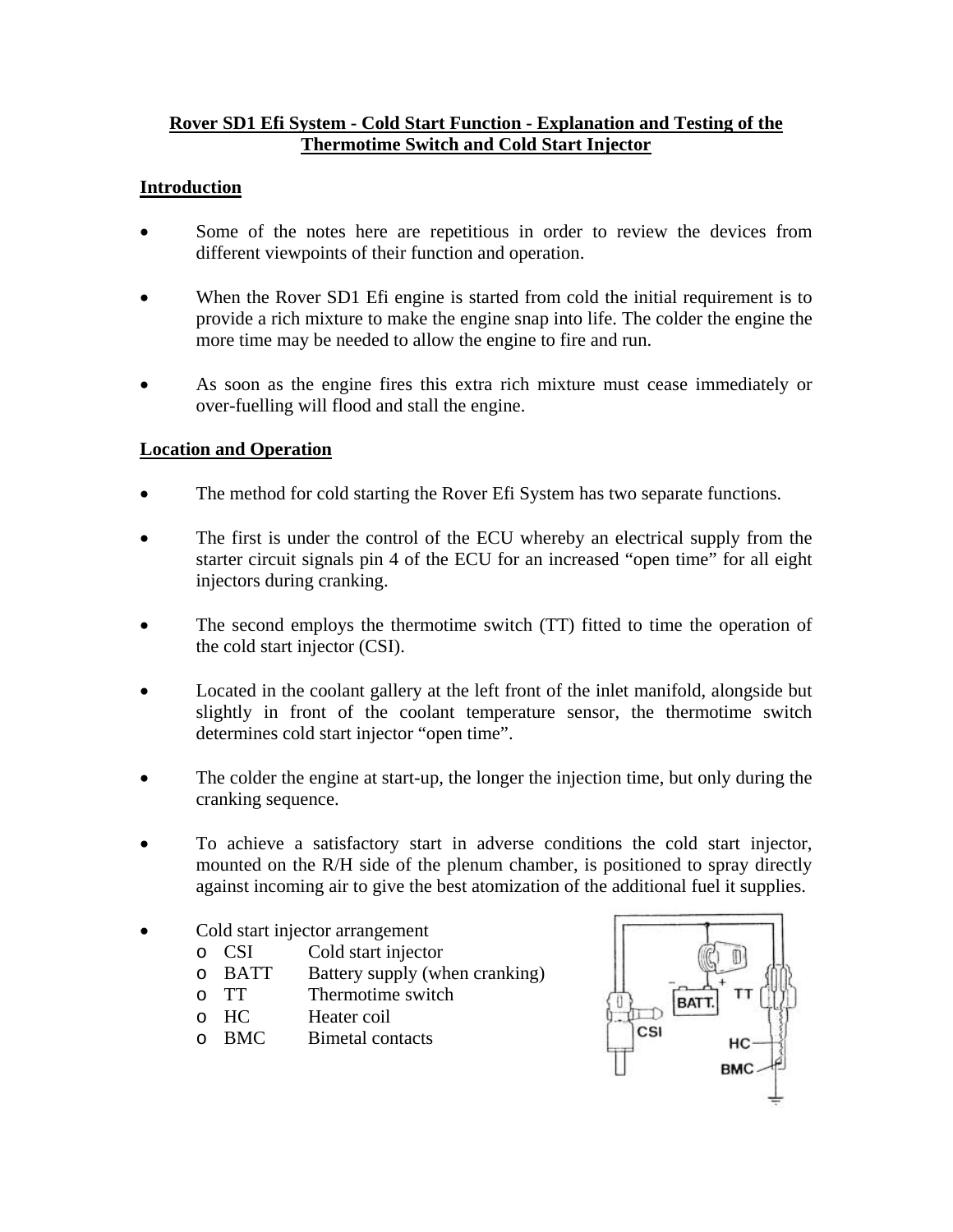**Rover SD1 Efi System - Cold Start Function - Explanation and Testing of the Thermotime Switch and Cold Start Injector**

## Introduction

- Some of the notes here are repetitious in order to review the devices from different viewpoints of their function and operation.

- When the Rover SD1 Efi engine is started from cold the initial requirement is to provide a rich mixture to make the engine snap into life. The colder the engine the more time may be needed to allow the engine to fire and run.

- As soon as the engine fires this extra rich mixture must cease immediately or over-fuelling will flood and stall the engine.

## Location and Operation

- The method for cold starting the Rover Efi System has two separate functions.

- The first is under the control of the ECU whereby an electrical supply from the starter circuit signals pin 4 of the ECU for an increased "open time" for all eight injectors during cranking.

- The second employs the thermotime switch (TT) fitted to time the operation of the cold start injector (CSI).

- Located in the coolant gallery at the left front of the inlet manifold, alongside but slightly in front of the coolant temperature sensor, the thermotime switch determines cold start injector "open time".

- The colder the engine at start-up, the longer the injection time, but only during the cranking sequence.

- To achieve a satisfactory start in adverse conditions the cold start injector, mounted on the R/H side of the plenum chamber, is positioned to spray directly against incoming air to give the best atomization of the additional fuel it supplies.

- Cold start injector arrangement
  - CSI Cold start injector
  - BATT Battery supply (when cranking)
  - TT Thermotime switch
  - HC Heater coil
  - BMC Bimetal contacts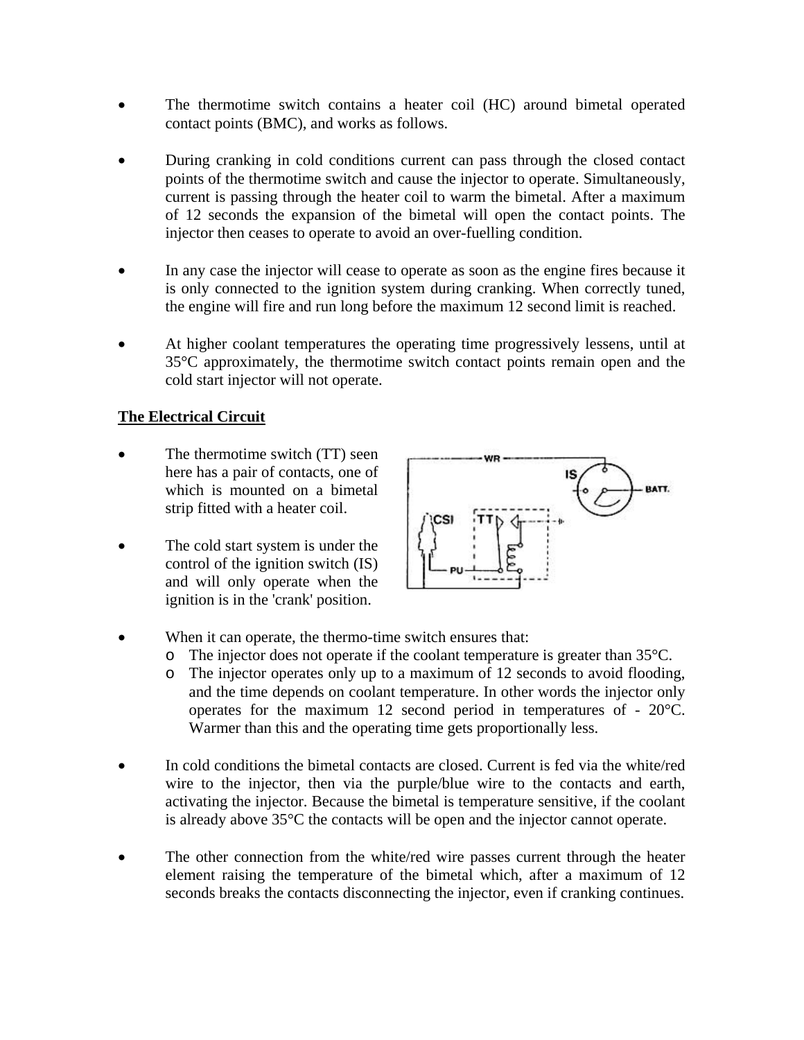- The thermotime switch contains a heater coil (HC) around bimetal operated contact points (BMC), and works as follows.

- During cranking in cold conditions current can pass through the closed contact points of the thermotime switch and cause the injector to operate. Simultaneously, current is passing through the heater coil to warm the bimetal. After a maximum of 12 seconds the expansion of the bimetal will open the contact points. The injector then ceases to operate to avoid an over-fuelling condition.

- In any case the injector will cease to operate as soon as the engine fires because it is only connected to the ignition system during cranking. When correctly tuned, the engine will fire and run long before the maximum 12 second limit is reached.

- At higher coolant temperatures the operating time progressively lessens, until at 35°C approximately, the thermotime switch contact points remain open and the cold start injector will not operate.

## The Electrical Circuit

- The thermotime switch (TT) seen here has a pair of contacts, one of which is mounted on a bimetal strip fitted with a heater coil.

- The cold start system is under the control of the ignition switch (IS) and will only operate when the ignition is in the 'crank' position.

- When it can operate, the thermo-time switch ensures that:
  - The injector does not operate if the coolant temperature is greater than 35°C.
  - The injector operates only up to a maximum of 12 seconds to avoid flooding, and the time depends on coolant temperature. In other words the injector only operates for the maximum 12 second period in temperatures of - 20°C. Warmer than this and the operating time gets proportionally less.

- In cold conditions the bimetal contacts are closed. Current is fed via the white/red wire to the injector, then via the purple/blue wire to the contacts and earth, activating the injector. Because the bimetal is temperature sensitive, if the coolant is already above 35°C the contacts will be open and the injector cannot operate.

- The other connection from the white/red wire passes current through the heater element raising the temperature of the bimetal which, after a maximum of 12 seconds breaks the contacts disconnecting the injector, even if cranking continues.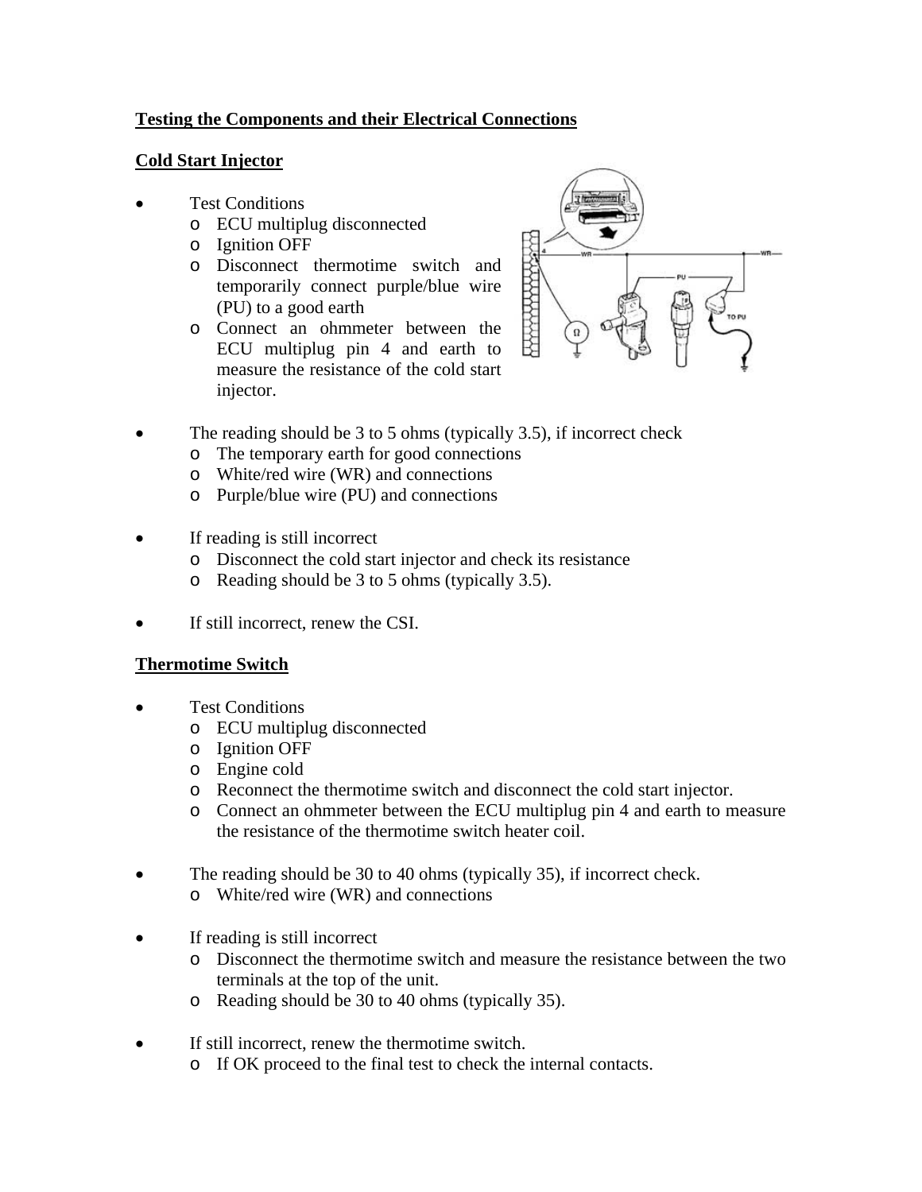**Testing the Components and their Electrical Connections**

**Cold Start Injector**

- Test Conditions
  - ECU multiplug disconnected
  - Ignition OFF
  - Disconnect thermotime switch and temporarily connect purple/blue wire (PU) to a good earth
  - Connect an ohmmeter between the ECU multiplug pin 4 and earth to measure the resistance of the cold start injector.

- The reading should be 3 to 5 ohms (typically 3.5), if incorrect check
  - The temporary earth for good connections
  - White/red wire (WR) and connections
  - Purple/blue wire (PU) and connections

- If reading is still incorrect
  - Disconnect the cold start injector and check its resistance
  - Reading should be 3 to 5 ohms (typically 3.5).

- If still incorrect, renew the CSI.

**Thermotime Switch**

- Test Conditions
  - ECU multiplug disconnected
  - Ignition OFF
  - Engine cold
  - Reconnect the thermotime switch and disconnect the cold start injector.
  - Connect an ohmmeter between the ECU multiplug pin 4 and earth to measure the resistance of the thermotime switch heater coil.

- The reading should be 30 to 40 ohms (typically 35), if incorrect check.
  - White/red wire (WR) and connections

- If reading is still incorrect
  - Disconnect the thermotime switch and measure the resistance between the two terminals at the top of the unit.
  - Reading should be 30 to 40 ohms (typically 35).

- If still incorrect, renew the thermotime switch.
  - If OK proceed to the final test to check the internal contacts.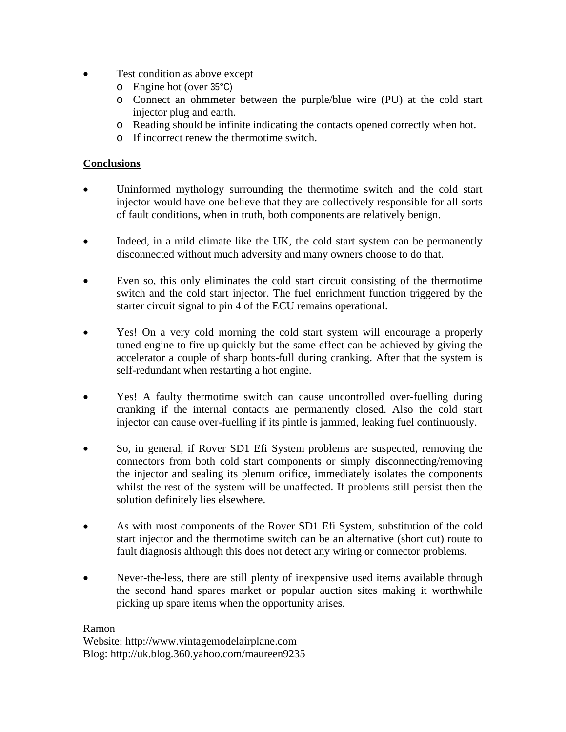- Test condition as above except
  - Engine hot (over 35°C)
  - Connect an ohmmeter between the purple/blue wire (PU) at the cold start injector plug and earth.
  - Reading should be infinite indicating the contacts opened correctly when hot.
  - If incorrect renew the thermotime switch.

**Conclusions**

- Uninformed mythology surrounding the thermotime switch and the cold start injector would have one believe that they are collectively responsible for all sorts of fault conditions, when in truth, both components are relatively benign.

- Indeed, in a mild climate like the UK, the cold start system can be permanently disconnected without much adversity and many owners choose to do that.

- Even so, this only eliminates the cold start circuit consisting of the thermotime switch and the cold start injector. The fuel enrichment function triggered by the starter circuit signal to pin 4 of the ECU remains operational.

- Yes! On a very cold morning the cold start system will encourage a properly tuned engine to fire up quickly but the same effect can be achieved by giving the accelerator a couple of sharp boots-full during cranking. After that the system is self-redundant when restarting a hot engine.

- Yes! A faulty thermotime switch can cause uncontrolled over-fuelling during cranking if the internal contacts are permanently closed. Also the cold start injector can cause over-fuelling if its pintle is jammed, leaking fuel continuously.

- So, in general, if Rover SD1 Efi System problems are suspected, removing the connectors from both cold start components or simply disconnecting/removing the injector and sealing its plenum orifice, immediately isolates the components whilst the rest of the system will be unaffected. If problems still persist then the solution definitely lies elsewhere.

- As with most components of the Rover SD1 Efi System, substitution of the cold start injector and the thermotime switch can be an alternative (short cut) route to fault diagnosis although this does not detect any wiring or connector problems.

- Never-the-less, there are still plenty of inexpensive used items available through the second hand spares market or popular auction sites making it worthwhile picking up spare items when the opportunity arises.

Ramon
Website: http://www.vintagemodelairplane.com
Blog: http://uk.blog.360.yahoo.com/maureen9235